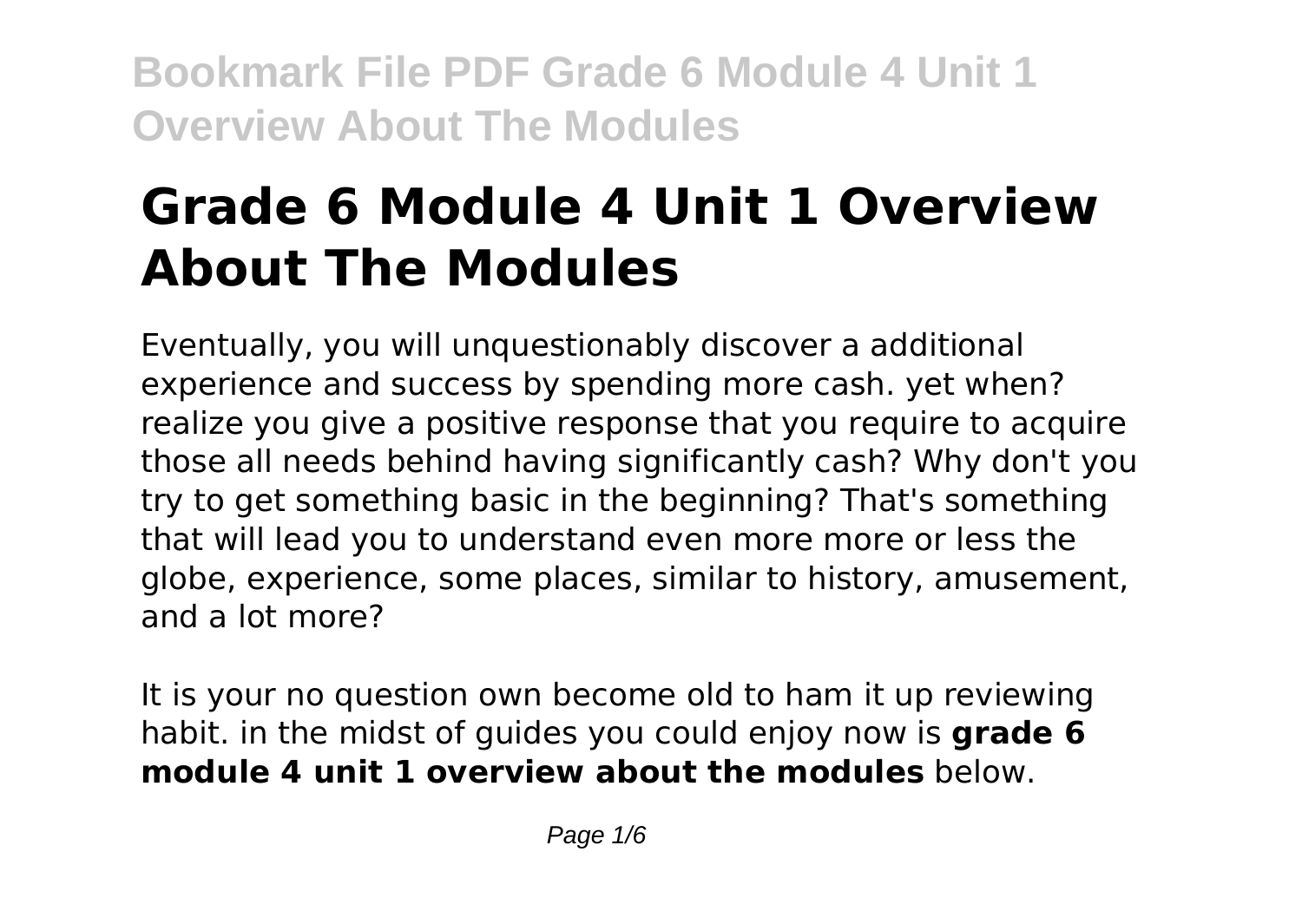# Grade 6 Module 4 Unit 1 Overview About The Modules

Eventually, you will unquestionably discover a additional experience and success by spending more cash. yet when? realize you give a positive response that you require to acquire those all needs behind having significantly cash? Why don't you try to get something basic in the beginning? That's something that will lead you to understand even more more or less the globe, experience, some places, similar to history, amusement, and a lot more?

It is your no question own become old to ham it up reviewing habit. in the midst of guides you could enjoy now is **grade 6 module 4 unit 1 overview about the modules** below.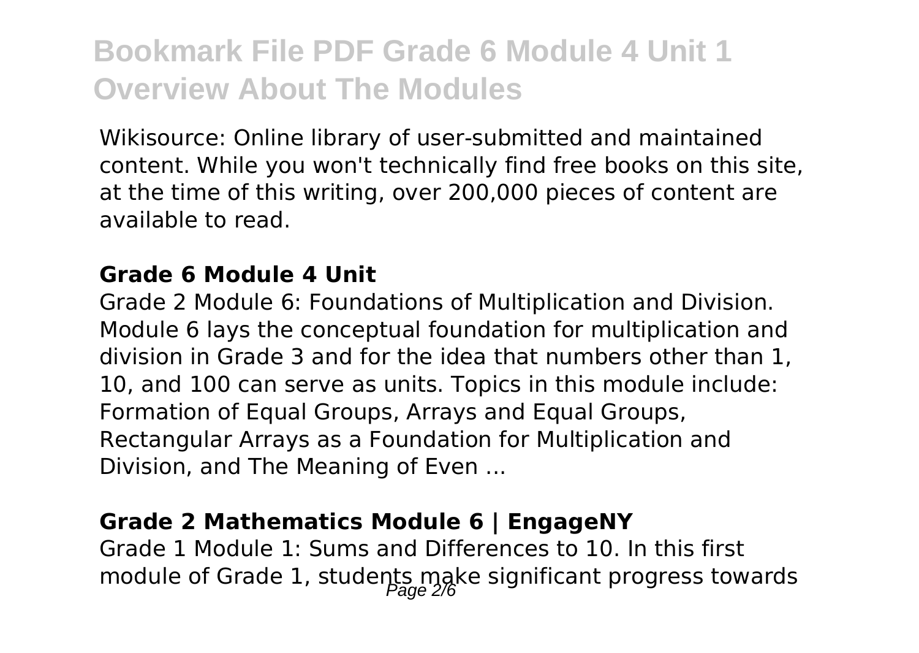Wikisource: Online library of user-submitted and maintained content. While you won't technically find free books on this site, at the time of this writing, over 200,000 pieces of content are available to read.

### Grade 6 Module 4 Unit

Grade 2 Module 6: Foundations of Multiplication and Division. Module 6 lays the conceptual foundation for multiplication and division in Grade 3 and for the idea that numbers other than 1, 10, and 100 can serve as units. Topics in this module include: Formation of Equal Groups, Arrays and Equal Groups, Rectangular Arrays as a Foundation for Multiplication and Division, and The Meaning of Even ...

### Grade 2 Mathematics Module 6 | EngageNY

Grade 1 Module 1: Sums and Differences to 10. In this first module of Grade 1, students make significant progress towards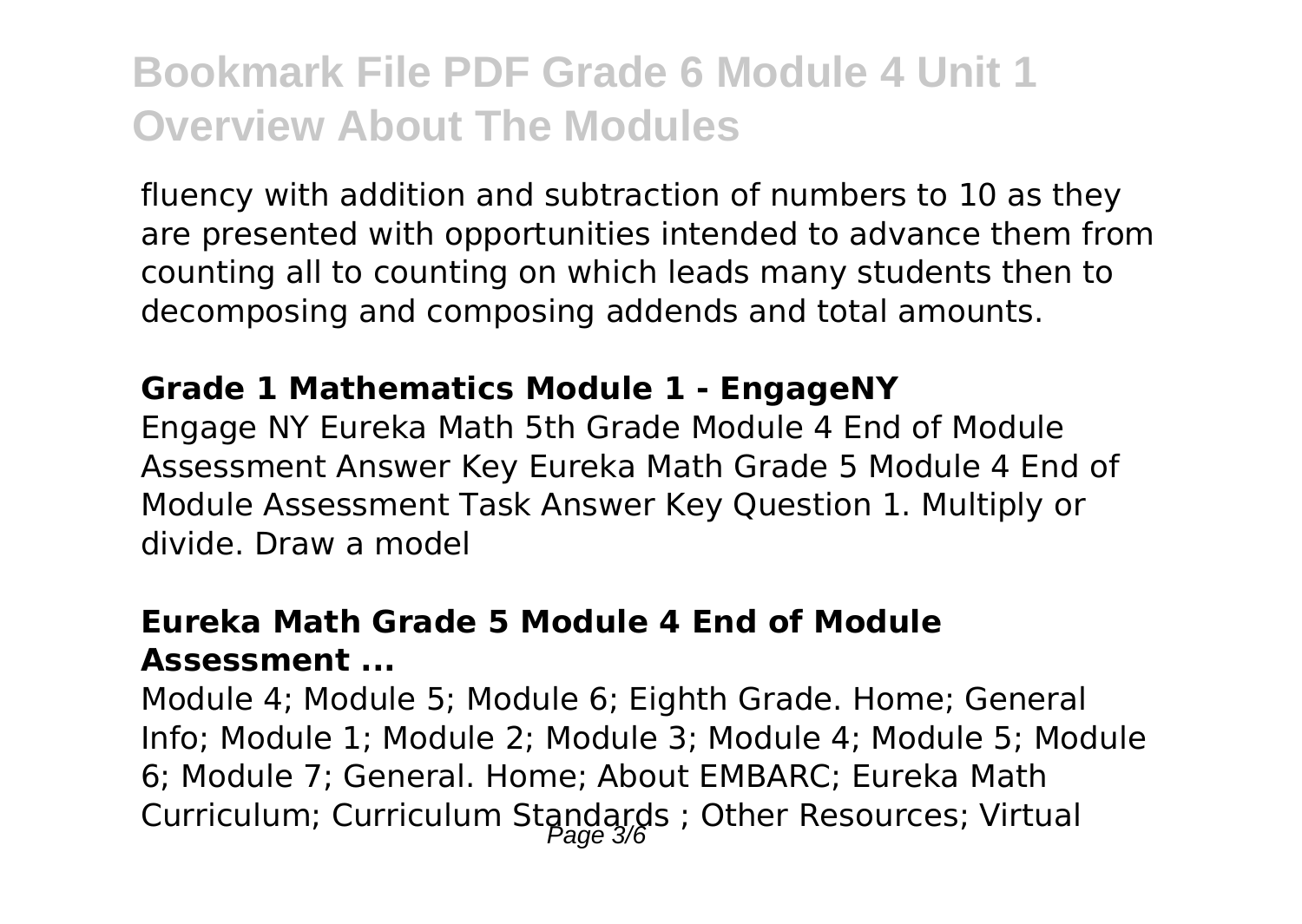fluency with addition and subtraction of numbers to 10 as they are presented with opportunities intended to advance them from counting all to counting on which leads many students then to decomposing and composing addends and total amounts.

### Grade 1 Mathematics Module 1 - EngageNY

Engage NY Eureka Math 5th Grade Module 4 End of Module Assessment Answer Key Eureka Math Grade 5 Module 4 End of Module Assessment Task Answer Key Question 1. Multiply or divide. Draw a model

### Eureka Math Grade 5 Module 4 End of Module Assessment ...

Module 4; Module 5; Module 6; Eighth Grade. Home; General Info; Module 1; Module 2; Module 3; Module 4; Module 5; Module 6; Module 7; General. Home; About EMBARC; Eureka Math Curriculum; Curriculum Standards ; Other Resources; Virtual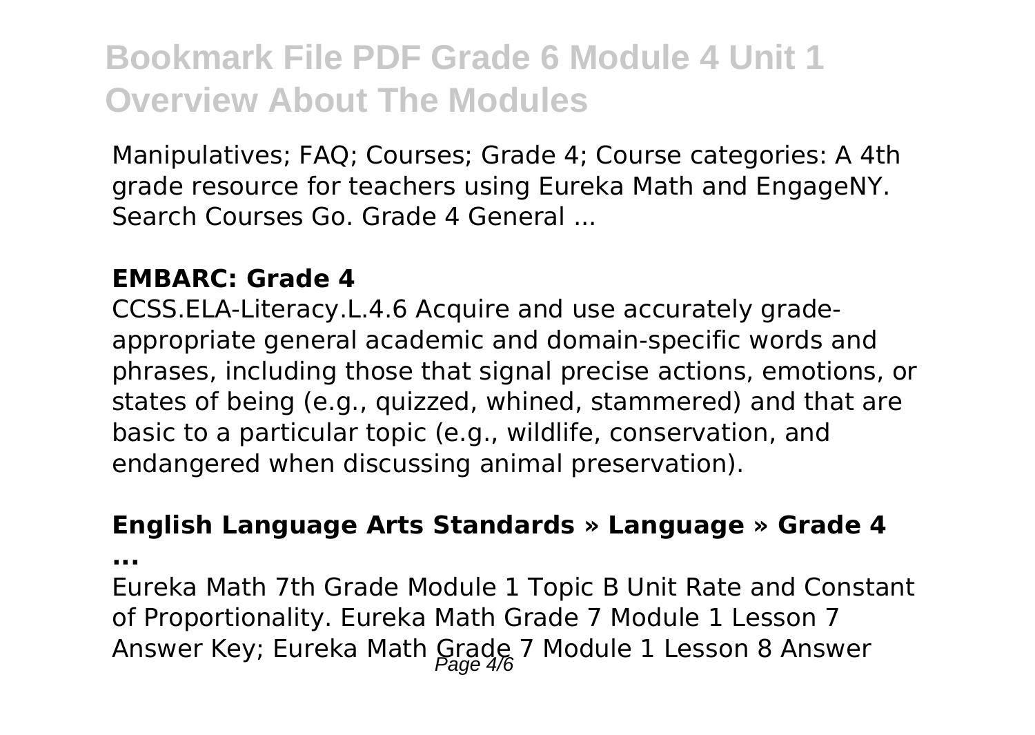Manipulatives; FAQ; Courses; Grade 4; Course categories: A 4th grade resource for teachers using Eureka Math and EngageNY. Search Courses Go. Grade 4 General ...

### EMBARC: Grade 4

CCSS.ELA-Literacy.L.4.6 Acquire and use accurately grade-appropriate general academic and domain-specific words and phrases, including those that signal precise actions, emotions, or states of being (e.g., quizzed, whined, stammered) and that are basic to a particular topic (e.g., wildlife, conservation, and endangered when discussing animal preservation).

### English Language Arts Standards » Language » Grade 4 ...

Eureka Math 7th Grade Module 1 Topic B Unit Rate and Constant of Proportionality. Eureka Math Grade 7 Module 1 Lesson 7 Answer Key; Eureka Math Grade 7 Module 1 Lesson 8 Answer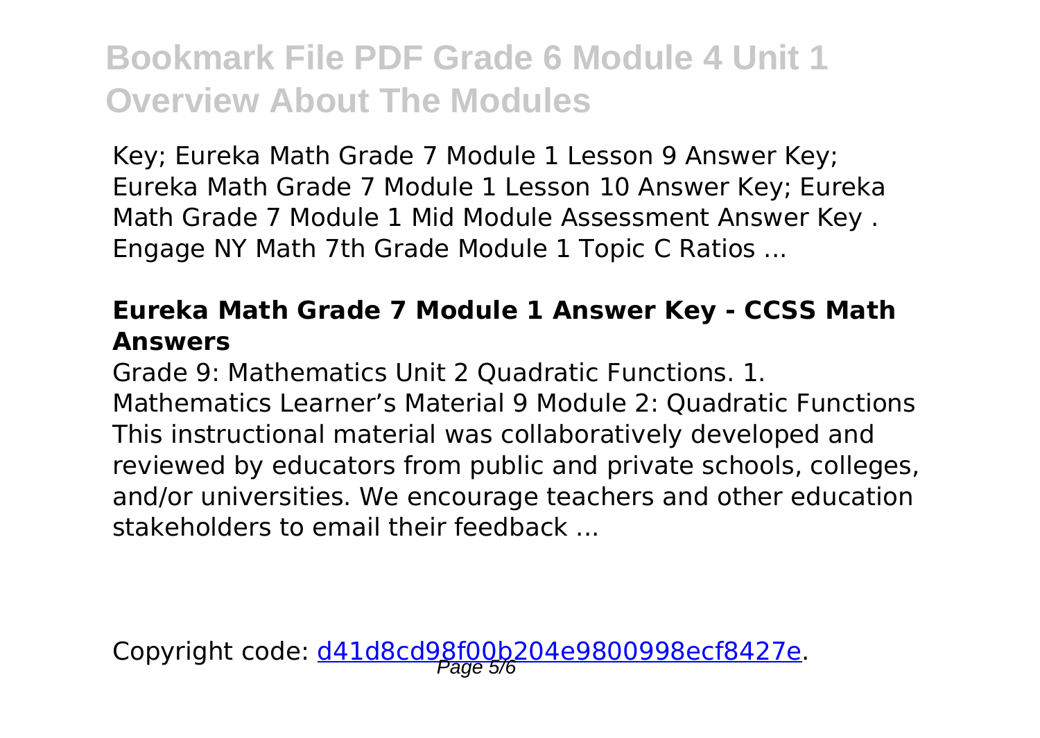Key; Eureka Math Grade 7 Module 1 Lesson 9 Answer Key; Eureka Math Grade 7 Module 1 Lesson 10 Answer Key; Eureka Math Grade 7 Module 1 Mid Module Assessment Answer Key . Engage NY Math 7th Grade Module 1 Topic C Ratios ...

### Eureka Math Grade 7 Module 1 Answer Key - CCSS Math Answers

Grade 9: Mathematics Unit 2 Quadratic Functions. 1. Mathematics Learner's Material 9 Module 2: Quadratic Functions This instructional material was collaboratively developed and reviewed by educators from public and private schools, colleges, and/or universities. We encourage teachers and other education stakeholders to email their feedback ...

Copyright code: [d41d8cd98f00b204e9800998ecf8427e](d41d8cd98f00b204e9800998ecf8427e).